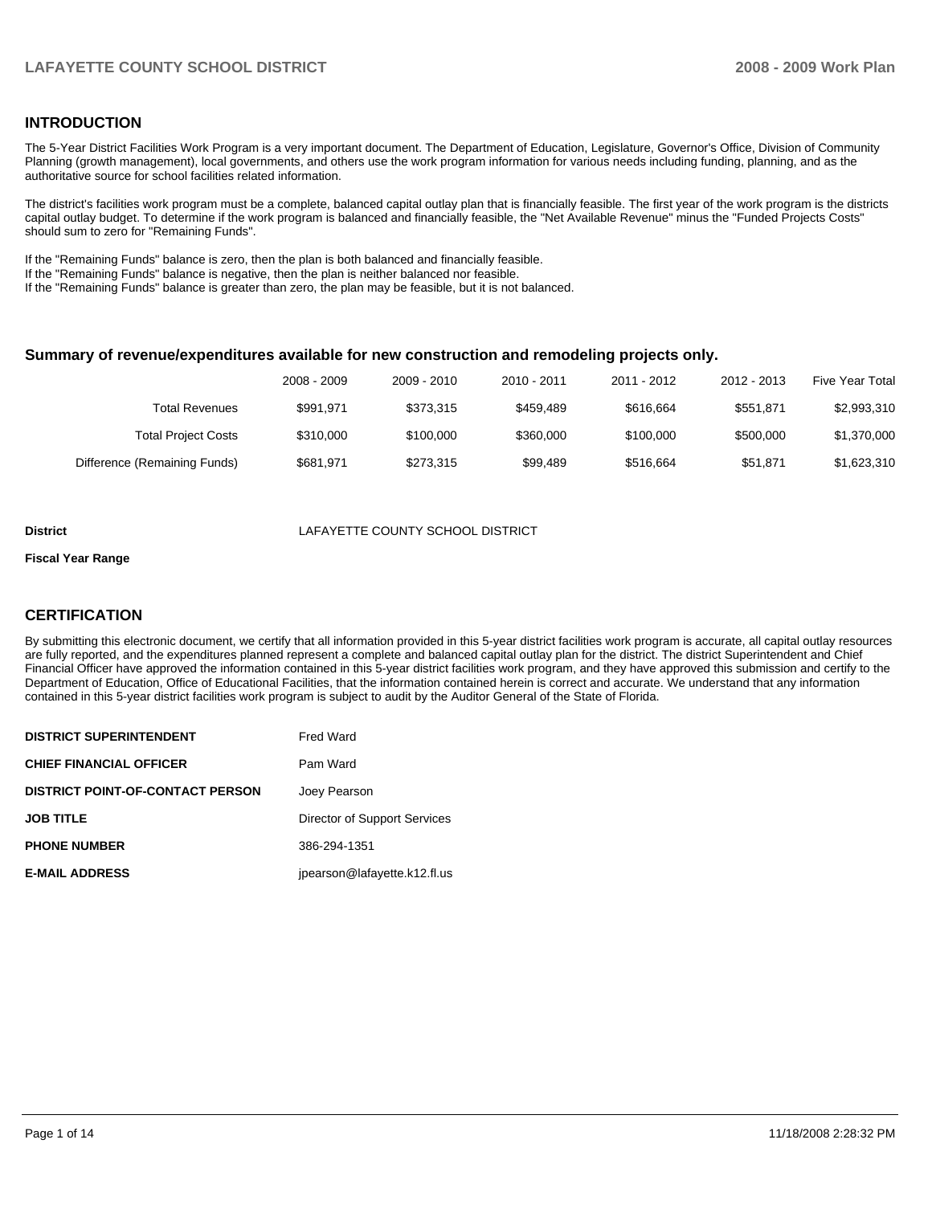## INTRODUCTION

The 5-Year District Facilities Work Program is a very important document. The Department of Education, Legislature, Governor's Office, Division of Community Planning (growth management), local governments, and others use the work program information for various needs including funding, planning, and as the authoritative source for school facilities related information.

The district's facilities work program must be a complete, balanced capital outlay plan that is financially feasible. The first year of the work program is the districts capital outlay budget. To determine if the work program is balanced and financially feasible, the "Net Available Revenue" minus the "Funded Projects Costs" should sum to zero for "Remaining Funds".

If the "Remaining Funds" balance is zero, then the plan is both balanced and financially feasible.
If the "Remaining Funds" balance is negative, then the plan is neither balanced nor feasible.
If the "Remaining Funds" balance is greater than zero, the plan may be feasible, but it is not balanced.

### Summary of revenue/expenditures available for new construction and remodeling projects only.

| | 2008 - 2009 | 2009 - 2010 | 2010 - 2011 | 2011 - 2012 | 2012 - 2013 | Five Year Total |
|---|---|---|---|---|---|---|
| Total Revenues | $991,971 | $373,315 | $459,489 | $616,664 | $551,871 | $2,993,310 |
| Total Project Costs | $310,000 | $100,000 | $360,000 | $100,000 | $500,000 | $1,370,000 |
| Difference (Remaining Funds) | $681,971 | $273,315 | $99,489 | $516,664 | $51,871 | $1,623,310 |

**District** LAFAYETTE COUNTY SCHOOL DISTRICT

**Fiscal Year Range**

## CERTIFICATION

By submitting this electronic document, we certify that all information provided in this 5-year district facilities work program is accurate, all capital outlay resources are fully reported, and the expenditures planned represent a complete and balanced capital outlay plan for the district. The district Superintendent and Chief Financial Officer have approved the information contained in this 5-year district facilities work program, and they have approved this submission and certify to the Department of Education, Office of Educational Facilities, that the information contained herein is correct and accurate. We understand that any information contained in this 5-year district facilities work program is subject to audit by the Auditor General of the State of Florida.

| | |
|---|---|
| **DISTRICT SUPERINTENDENT** | Fred Ward |
| **CHIEF FINANCIAL OFFICER** | Pam Ward |
| **DISTRICT POINT-OF-CONTACT PERSON** | Joey Pearson |
| **JOB TITLE** | Director of Support Services |
| **PHONE NUMBER** | 386-294-1351 |
| **E-MAIL ADDRESS** | jpearson@lafayette.k12.fl.us |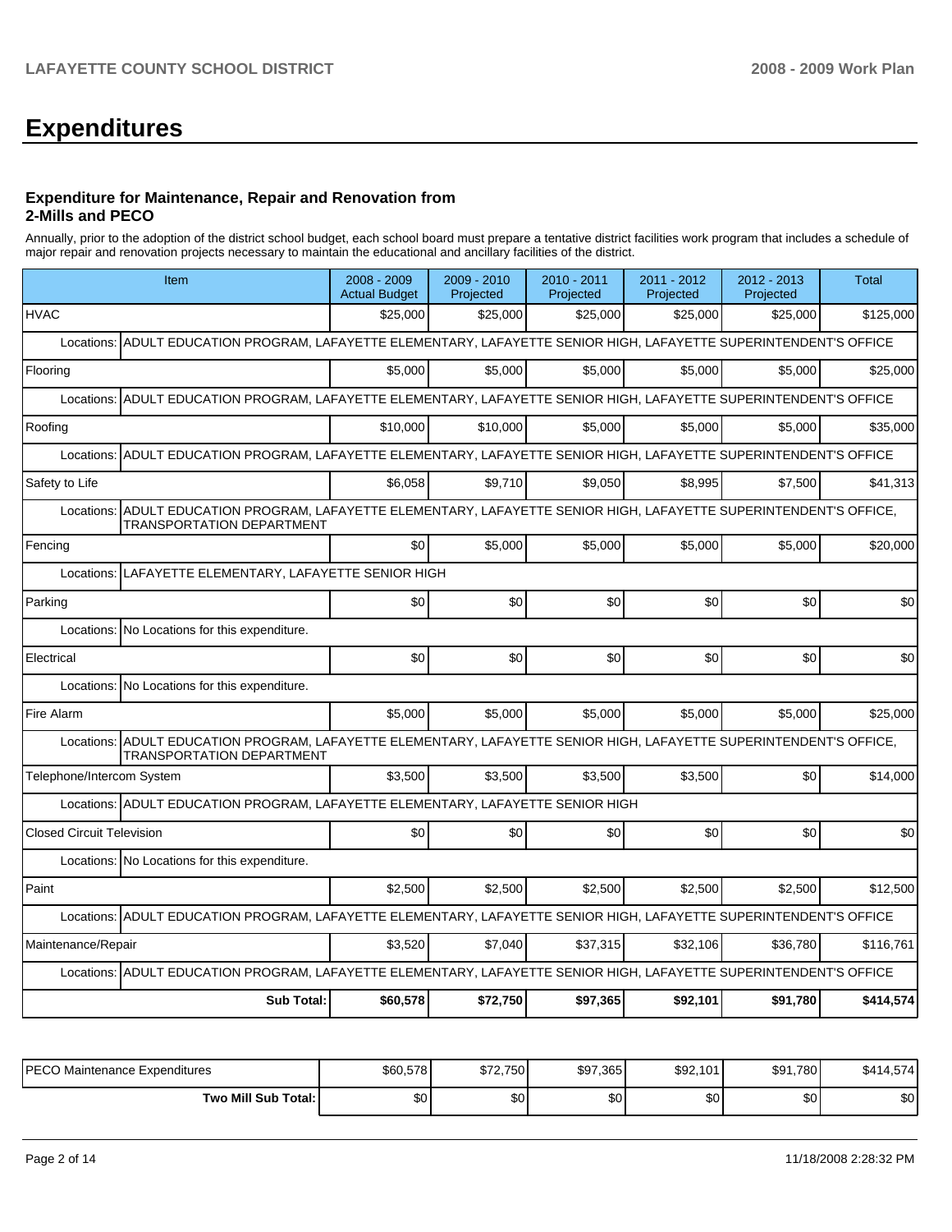# Expenditures

### Expenditure for Maintenance, Repair and Renovation from 2-Mills and PECO

Annually, prior to the adoption of the district school budget, each school board must prepare a tentative district facilities work program that includes a schedule of major repair and renovation projects necessary to maintain the educational and ancillary facilities of the district.

| Item | 2008 - 2009 Actual Budget | 2009 - 2010 Projected | 2010 - 2011 Projected | 2011 - 2012 Projected | 2012 - 2013 Projected | Total |
|---|---|---|---|---|---|---|
| HVAC | $25,000 | $25,000 | $25,000 | $25,000 | $25,000 | $125,000 |
| Locations: ADULT EDUCATION PROGRAM, LAFAYETTE ELEMENTARY, LAFAYETTE SENIOR HIGH, LAFAYETTE SUPERINTENDENT'S OFFICE | | | | | | |
| Flooring | $5,000 | $5,000 | $5,000 | $5,000 | $5,000 | $25,000 |
| Locations: ADULT EDUCATION PROGRAM, LAFAYETTE ELEMENTARY, LAFAYETTE SENIOR HIGH, LAFAYETTE SUPERINTENDENT'S OFFICE | | | | | | |
| Roofing | $10,000 | $10,000 | $5,000 | $5,000 | $5,000 | $35,000 |
| Locations: ADULT EDUCATION PROGRAM, LAFAYETTE ELEMENTARY, LAFAYETTE SENIOR HIGH, LAFAYETTE SUPERINTENDENT'S OFFICE | | | | | | |
| Safety to Life | $6,058 | $9,710 | $9,050 | $8,995 | $7,500 | $41,313 |
| Locations: ADULT EDUCATION PROGRAM, LAFAYETTE ELEMENTARY, LAFAYETTE SENIOR HIGH, LAFAYETTE SUPERINTENDENT'S OFFICE, TRANSPORTATION DEPARTMENT | | | | | | |
| Fencing | $0 | $5,000 | $5,000 | $5,000 | $5,000 | $20,000 |
| Locations: LAFAYETTE ELEMENTARY, LAFAYETTE SENIOR HIGH | | | | | | |
| Parking | $0 | $0 | $0 | $0 | $0 | $0 |
| Locations: No Locations for this expenditure. | | | | | | |
| Electrical | $0 | $0 | $0 | $0 | $0 | $0 |
| Locations: No Locations for this expenditure. | | | | | | |
| Fire Alarm | $5,000 | $5,000 | $5,000 | $5,000 | $5,000 | $25,000 |
| Locations: ADULT EDUCATION PROGRAM, LAFAYETTE ELEMENTARY, LAFAYETTE SENIOR HIGH, LAFAYETTE SUPERINTENDENT'S OFFICE, TRANSPORTATION DEPARTMENT | | | | | | |
| Telephone/Intercom System | $3,500 | $3,500 | $3,500 | $3,500 | $0 | $14,000 |
| Locations: ADULT EDUCATION PROGRAM, LAFAYETTE ELEMENTARY, LAFAYETTE SENIOR HIGH | | | | | | |
| Closed Circuit Television | $0 | $0 | $0 | $0 | $0 | $0 |
| Locations: No Locations for this expenditure. | | | | | | |
| Paint | $2,500 | $2,500 | $2,500 | $2,500 | $2,500 | $12,500 |
| Locations: ADULT EDUCATION PROGRAM, LAFAYETTE ELEMENTARY, LAFAYETTE SENIOR HIGH, LAFAYETTE SUPERINTENDENT'S OFFICE | | | | | | |
| Maintenance/Repair | $3,520 | $7,040 | $37,315 | $32,106 | $36,780 | $116,761 |
| Locations: ADULT EDUCATION PROGRAM, LAFAYETTE ELEMENTARY, LAFAYETTE SENIOR HIGH, LAFAYETTE SUPERINTENDENT'S OFFICE | | | | | | |
| **Sub Total:** | **$60,578** | **$72,750** | **$97,365** | **$92,101** | **$91,780** | **$414,574** |

| | | | | | | |
|---|---|---|---|---|---|---|
| PECO Maintenance Expenditures | $60,578 | $72,750 | $97,365 | $92,101 | $91,780 | $414,574 |
| **Two Mill Sub Total:** | $0 | $0 | $0 | $0 | $0 | $0 |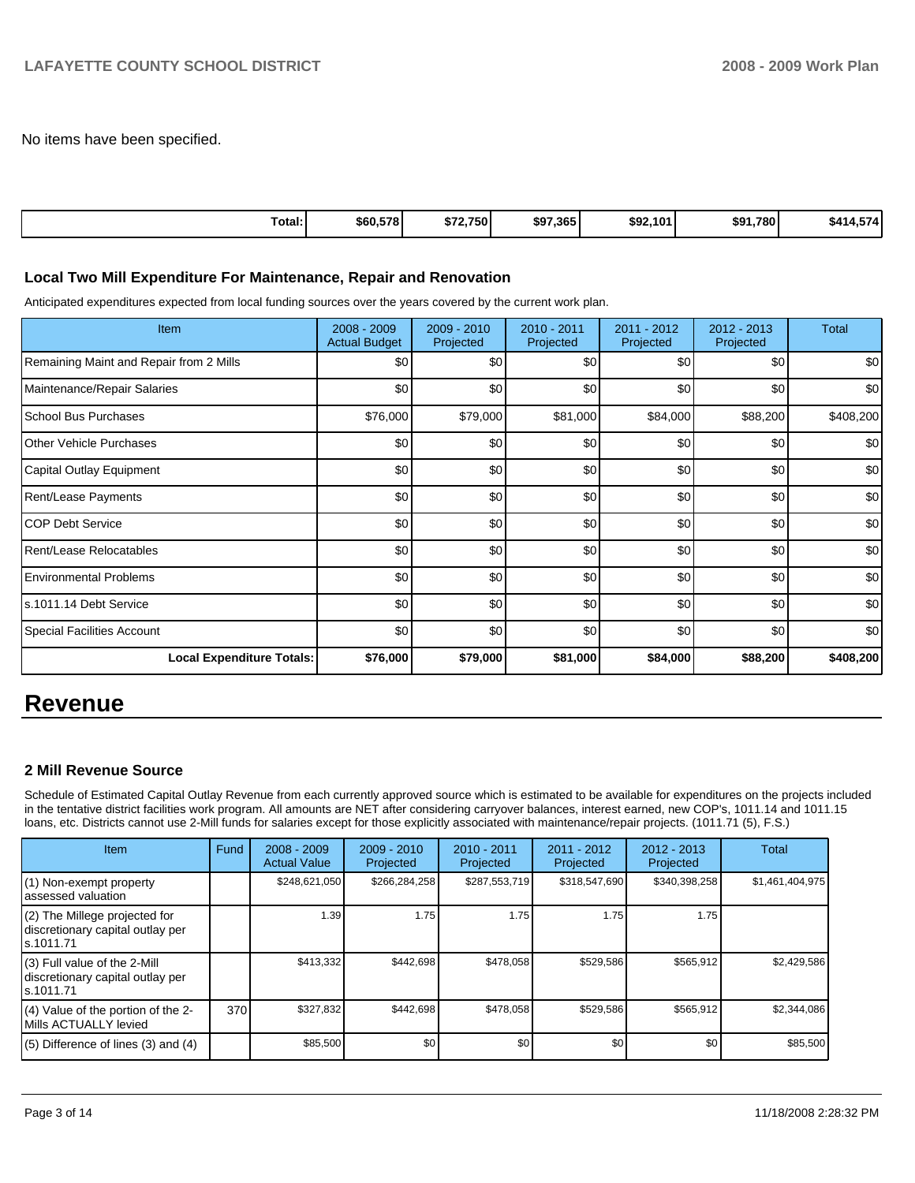No items have been specified.

| Total: | $60,578 | $72,750 | $97,365 | $92,101 | $91,780 | $414,574 |
|---|---|---|---|---|---|---|

### Local Two Mill Expenditure For Maintenance, Repair and Renovation

Anticipated expenditures expected from local funding sources over the years covered by the current work plan.

| Item | 2008 - 2009 Actual Budget | 2009 - 2010 Projected | 2010 - 2011 Projected | 2011 - 2012 Projected | 2012 - 2013 Projected | Total |
|---|---|---|---|---|---|---|
| Remaining Maint and Repair from 2 Mills | $0 | $0 | $0 | $0 | $0 | $0 |
| Maintenance/Repair Salaries | $0 | $0 | $0 | $0 | $0 | $0 |
| School Bus Purchases | $76,000 | $79,000 | $81,000 | $84,000 | $88,200 | $408,200 |
| Other Vehicle Purchases | $0 | $0 | $0 | $0 | $0 | $0 |
| Capital Outlay Equipment | $0 | $0 | $0 | $0 | $0 | $0 |
| Rent/Lease Payments | $0 | $0 | $0 | $0 | $0 | $0 |
| COP Debt Service | $0 | $0 | $0 | $0 | $0 | $0 |
| Rent/Lease Relocatables | $0 | $0 | $0 | $0 | $0 | $0 |
| Environmental Problems | $0 | $0 | $0 | $0 | $0 | $0 |
| s.1011.14 Debt Service | $0 | $0 | $0 | $0 | $0 | $0 |
| Special Facilities Account | $0 | $0 | $0 | $0 | $0 | $0 |
| **Local Expenditure Totals:** | **$76,000** | **$79,000** | **$81,000** | **$84,000** | **$88,200** | **$408,200** |

# Revenue

### 2 Mill Revenue Source

Schedule of Estimated Capital Outlay Revenue from each currently approved source which is estimated to be available for expenditures on the projects included in the tentative district facilities work program. All amounts are NET after considering carryover balances, interest earned, new COP's, 1011.14 and 1011.15 loans, etc. Districts cannot use 2-Mill funds for salaries except for those explicitly associated with maintenance/repair projects. (1011.71 (5), F.S.)

| Item | Fund | 2008 - 2009 Actual Value | 2009 - 2010 Projected | 2010 - 2011 Projected | 2011 - 2012 Projected | 2012 - 2013 Projected | Total |
|---|---|---|---|---|---|---|---|
| (1) Non-exempt property assessed valuation | | $248,621,050 | $266,284,258 | $287,553,719 | $318,547,690 | $340,398,258 | $1,461,404,975 |
| (2) The Millege projected for discretionary capital outlay per s.1011.71 | | 1.39 | 1.75 | 1.75 | 1.75 | 1.75 | |
| (3) Full value of the 2-Mill discretionary capital outlay per s.1011.71 | | $413,332 | $442,698 | $478,058 | $529,586 | $565,912 | $2,429,586 |
| (4) Value of the portion of the 2-Mills ACTUALLY levied | 370 | $327,832 | $442,698 | $478,058 | $529,586 | $565,912 | $2,344,086 |
| (5) Difference of lines (3) and (4) | | $85,500 | $0 | $0 | $0 | $0 | $85,500 |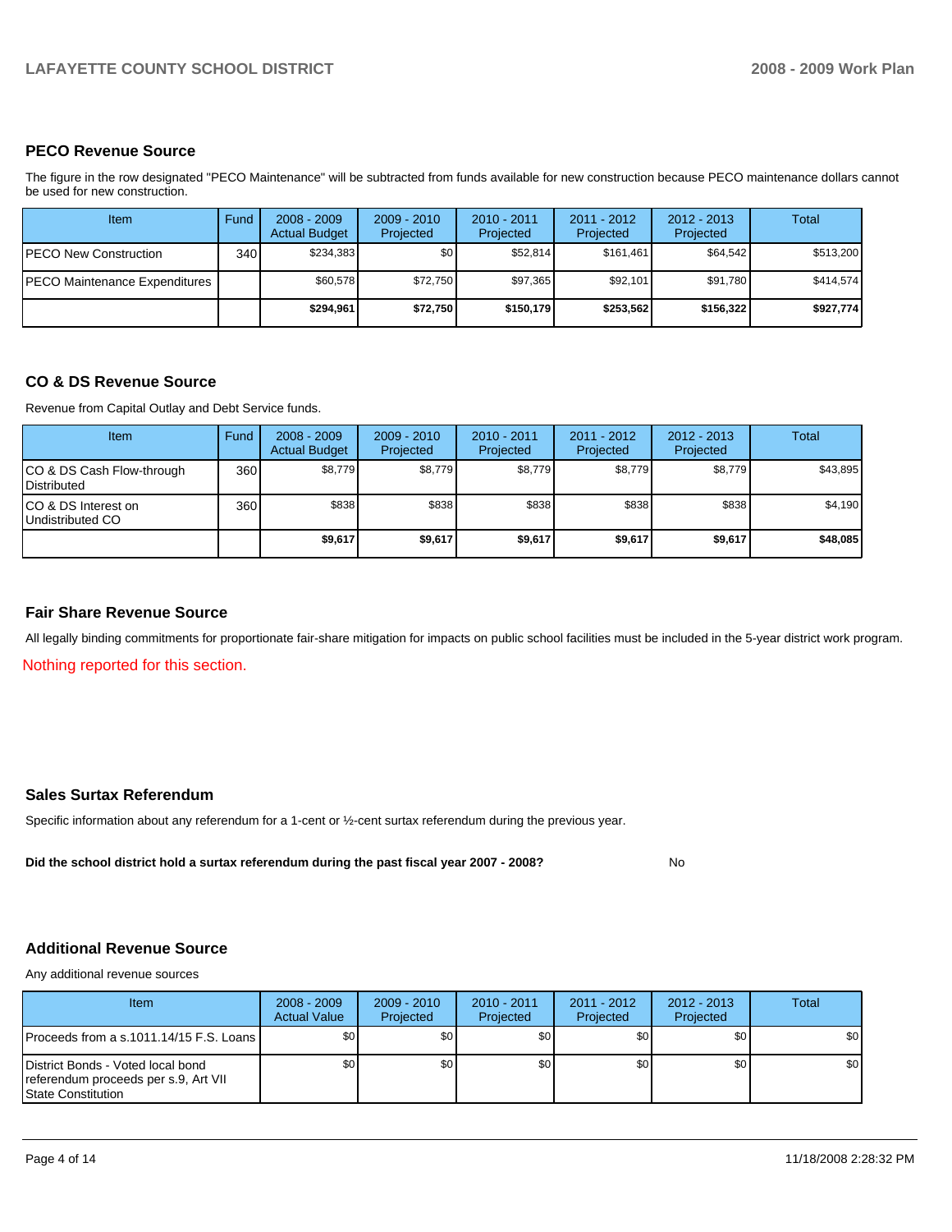## PECO Revenue Source

The figure in the row designated "PECO Maintenance" will be subtracted from funds available for new construction because PECO maintenance dollars cannot be used for new construction.

| Item | Fund | 2008 - 2009 Actual Budget | 2009 - 2010 Projected | 2010 - 2011 Projected | 2011 - 2012 Projected | 2012 - 2013 Projected | Total |
|---|---|---|---|---|---|---|---|
| PECO New Construction | 340 | $234,383 | $0 | $52,814 | $161,461 | $64,542 | $513,200 |
| PECO Maintenance Expenditures | | $60,578 | $72,750 | $97,365 | $92,101 | $91,780 | $414,574 |
| | | **$294,961** | **$72,750** | **$150,179** | **$253,562** | **$156,322** | **$927,774** |

## CO & DS Revenue Source

Revenue from Capital Outlay and Debt Service funds.

| Item | Fund | 2008 - 2009 Actual Budget | 2009 - 2010 Projected | 2010 - 2011 Projected | 2011 - 2012 Projected | 2012 - 2013 Projected | Total |
|---|---|---|---|---|---|---|---|
| CO & DS Cash Flow-through Distributed | 360 | $8,779 | $8,779 | $8,779 | $8,779 | $8,779 | $43,895 |
| CO & DS Interest on Undistributed CO | 360 | $838 | $838 | $838 | $838 | $838 | $4,190 |
| | | **$9,617** | **$9,617** | **$9,617** | **$9,617** | **$9,617** | **$48,085** |

## Fair Share Revenue Source

All legally binding commitments for proportionate fair-share mitigation for impacts on public school facilities must be included in the 5-year district work program.

Nothing reported for this section.

## Sales Surtax Referendum

Specific information about any referendum for a 1-cent or ½-cent surtax referendum during the previous year.

**Did the school district hold a surtax referendum during the past fiscal year 2007 - 2008?** No

## Additional Revenue Source

Any additional revenue sources

| Item | 2008 - 2009 Actual Value | 2009 - 2010 Projected | 2010 - 2011 Projected | 2011 - 2012 Projected | 2012 - 2013 Projected | Total |
|---|---|---|---|---|---|---|
| Proceeds from a s.1011.14/15 F.S. Loans | $0 | $0 | $0 | $0 | $0 | $0 |
| District Bonds - Voted local bond referendum proceeds per s.9, Art VII State Constitution | $0 | $0 | $0 | $0 | $0 | $0 |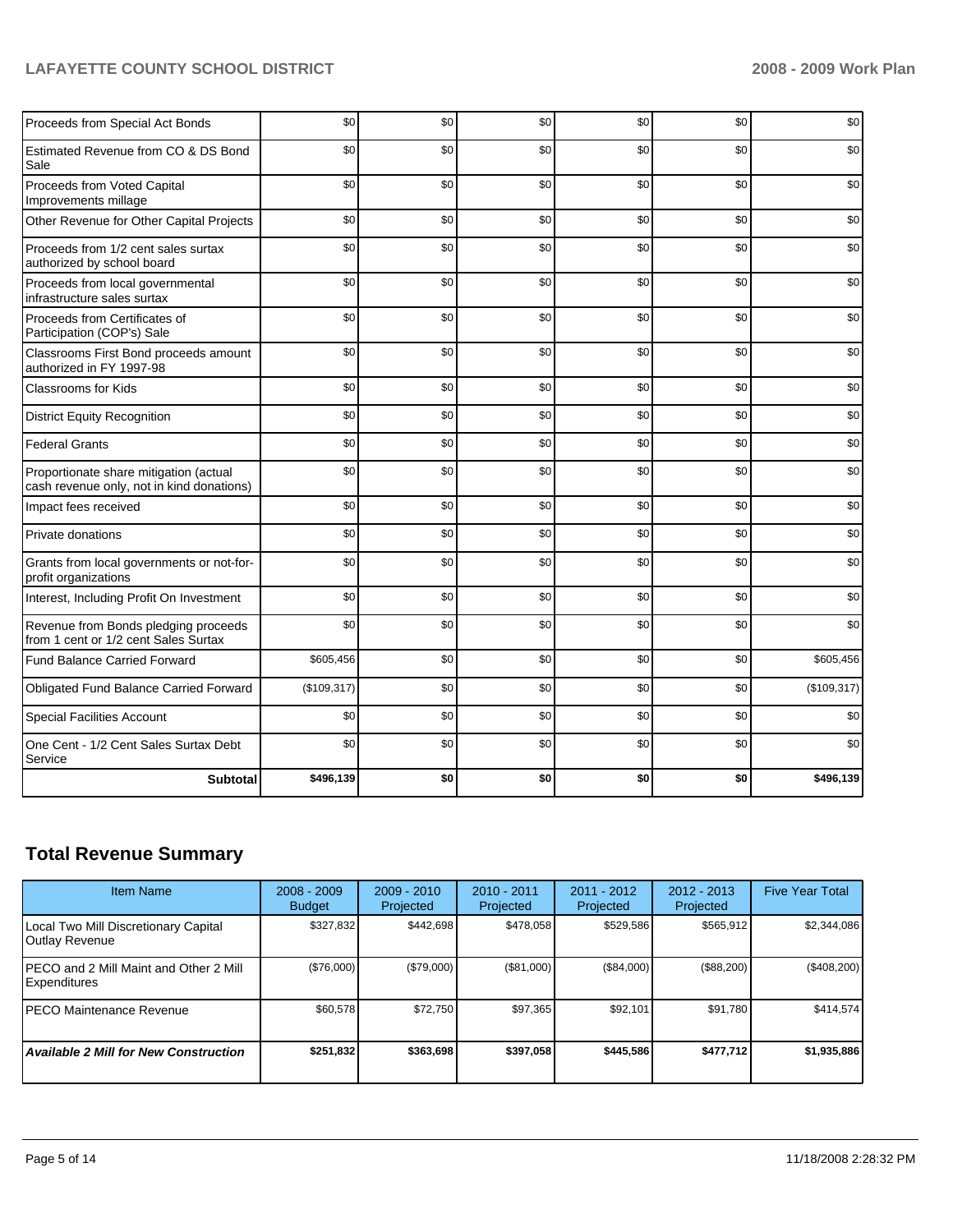| | | | | | | |
|---|---|---|---|---|---|---|
| Proceeds from Special Act Bonds | $0 | $0 | $0 | $0 | $0 | $0 |
| Estimated Revenue from CO & DS Bond Sale | $0 | $0 | $0 | $0 | $0 | $0 |
| Proceeds from Voted Capital Improvements millage | $0 | $0 | $0 | $0 | $0 | $0 |
| Other Revenue for Other Capital Projects | $0 | $0 | $0 | $0 | $0 | $0 |
| Proceeds from 1/2 cent sales surtax authorized by school board | $0 | $0 | $0 | $0 | $0 | $0 |
| Proceeds from local governmental infrastructure sales surtax | $0 | $0 | $0 | $0 | $0 | $0 |
| Proceeds from Certificates of Participation (COP's) Sale | $0 | $0 | $0 | $0 | $0 | $0 |
| Classrooms First Bond proceeds amount authorized in FY 1997-98 | $0 | $0 | $0 | $0 | $0 | $0 |
| Classrooms for Kids | $0 | $0 | $0 | $0 | $0 | $0 |
| District Equity Recognition | $0 | $0 | $0 | $0 | $0 | $0 |
| Federal Grants | $0 | $0 | $0 | $0 | $0 | $0 |
| Proportionate share mitigation (actual cash revenue only, not in kind donations) | $0 | $0 | $0 | $0 | $0 | $0 |
| Impact fees received | $0 | $0 | $0 | $0 | $0 | $0 |
| Private donations | $0 | $0 | $0 | $0 | $0 | $0 |
| Grants from local governments or not-for-profit organizations | $0 | $0 | $0 | $0 | $0 | $0 |
| Interest, Including Profit On Investment | $0 | $0 | $0 | $0 | $0 | $0 |
| Revenue from Bonds pledging proceeds from 1 cent or 1/2 cent Sales Surtax | $0 | $0 | $0 | $0 | $0 | $0 |
| Fund Balance Carried Forward | $605,456 | $0 | $0 | $0 | $0 | $605,456 |
| Obligated Fund Balance Carried Forward | ($109,317) | $0 | $0 | $0 | $0 | ($109,317) |
| Special Facilities Account | $0 | $0 | $0 | $0 | $0 | $0 |
| One Cent - 1/2 Cent Sales Surtax Debt Service | $0 | $0 | $0 | $0 | $0 | $0 |
| **Subtotal** | **$496,139** | **$0** | **$0** | **$0** | **$0** | **$496,139** |

## Total Revenue Summary

| Item Name | 2008 - 2009 Budget | 2009 - 2010 Projected | 2010 - 2011 Projected | 2011 - 2012 Projected | 2012 - 2013 Projected | Five Year Total |
|---|---|---|---|---|---|---|
| Local Two Mill Discretionary Capital Outlay Revenue | $327,832 | $442,698 | $478,058 | $529,586 | $565,912 | $2,344,086 |
| PECO and 2 Mill Maint and Other 2 Mill Expenditures | ($76,000) | ($79,000) | ($81,000) | ($84,000) | ($88,200) | ($408,200) |
| PECO Maintenance Revenue | $60,578 | $72,750 | $97,365 | $92,101 | $91,780 | $414,574 |
| ***Available 2 Mill for New Construction*** | **$251,832** | **$363,698** | **$397,058** | **$445,586** | **$477,712** | **$1,935,886** |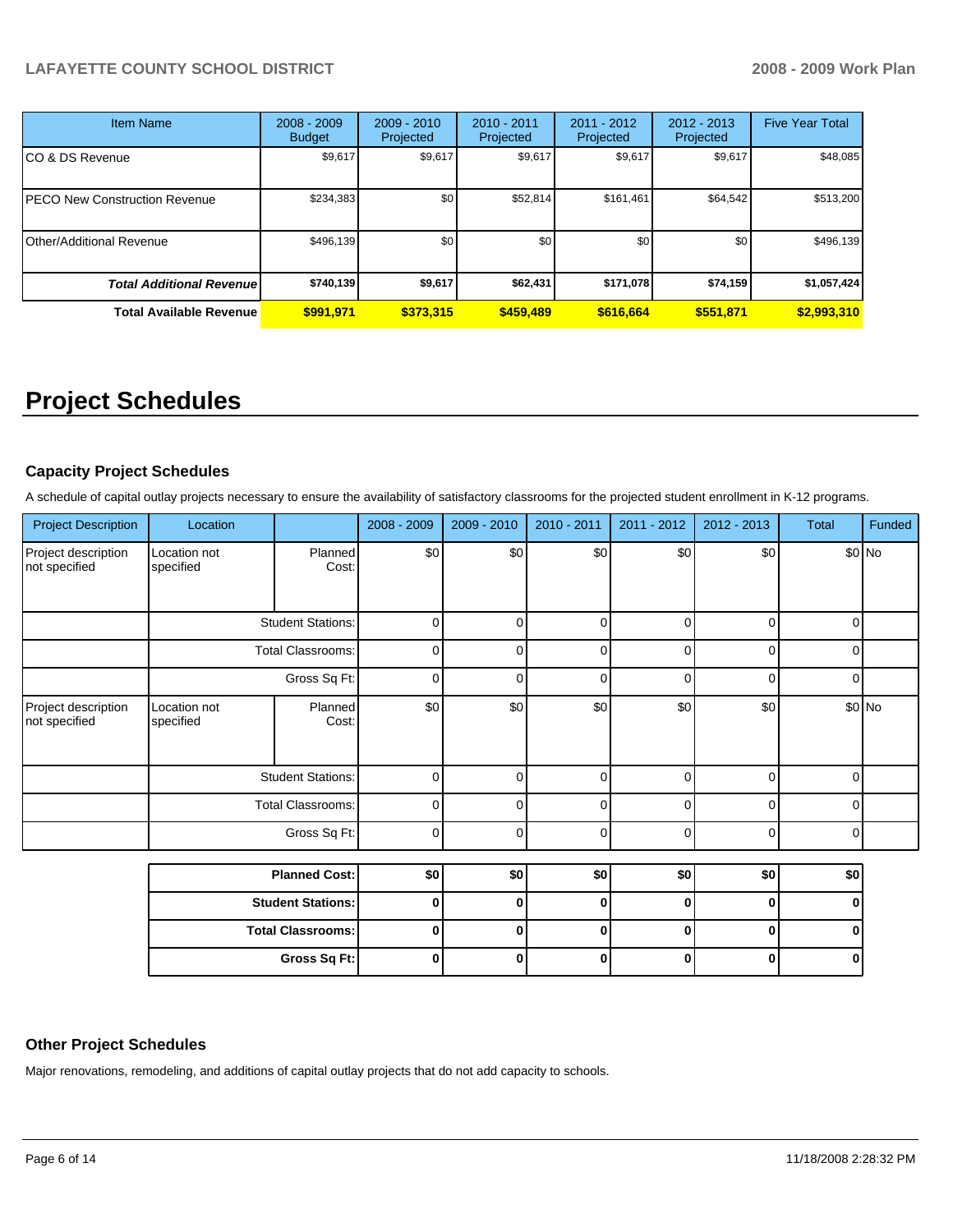| Item Name | 2008 - 2009 Budget | 2009 - 2010 Projected | 2010 - 2011 Projected | 2011 - 2012 Projected | 2012 - 2013 Projected | Five Year Total |
|---|---|---|---|---|---|---|
| CO & DS Revenue | $9,617 | $9,617 | $9,617 | $9,617 | $9,617 | $48,085 |
| PECO New Construction Revenue | $234,383 | $0 | $52,814 | $161,461 | $64,542 | $513,200 |
| Other/Additional Revenue | $496,139 | $0 | $0 | $0 | $0 | $496,139 |
| ***Total Additional Revenue*** | **$740,139** | **$9,617** | **$62,431** | **$171,078** | **$74,159** | **$1,057,424** |
| **Total Available Revenue** | **$991,971** | **$373,315** | **$459,489** | **$616,664** | **$551,871** | **$2,993,310** |

# Project Schedules

### Capacity Project Schedules

A schedule of capital outlay projects necessary to ensure the availability of satisfactory classrooms for the projected student enrollment in K-12 programs.

| Project Description | Location | | 2008 - 2009 | 2009 - 2010 | 2010 - 2011 | 2011 - 2012 | 2012 - 2013 | Total | Funded |
|---|---|---|---|---|---|---|---|---|---|
| Project description not specified | Location not specified | Planned Cost: | $0 | $0 | $0 | $0 | $0 | $0 | No |
| | | Student Stations: | 0 | 0 | 0 | 0 | 0 | 0 | |
| | | Total Classrooms: | 0 | 0 | 0 | 0 | 0 | 0 | |
| | | Gross Sq Ft: | 0 | 0 | 0 | 0 | 0 | 0 | |
| Project description not specified | Location not specified | Planned Cost: | $0 | $0 | $0 | $0 | $0 | $0 | No |
| | | Student Stations: | 0 | 0 | 0 | 0 | 0 | 0 | |
| | | Total Classrooms: | 0 | 0 | 0 | 0 | 0 | 0 | |
| | | Gross Sq Ft: | 0 | 0 | 0 | 0 | 0 | 0 | |

| | 2008 - 2009 | 2009 - 2010 | 2010 - 2011 | 2011 - 2012 | 2012 - 2013 | Total |
|---|---|---|---|---|---|---|
| **Planned Cost:** | **$0** | **$0** | **$0** | **$0** | **$0** | **$0** |
| **Student Stations:** | **0** | **0** | **0** | **0** | **0** | **0** |
| **Total Classrooms:** | **0** | **0** | **0** | **0** | **0** | **0** |
| **Gross Sq Ft:** | **0** | **0** | **0** | **0** | **0** | **0** |

### Other Project Schedules

Major renovations, remodeling, and additions of capital outlay projects that do not add capacity to schools.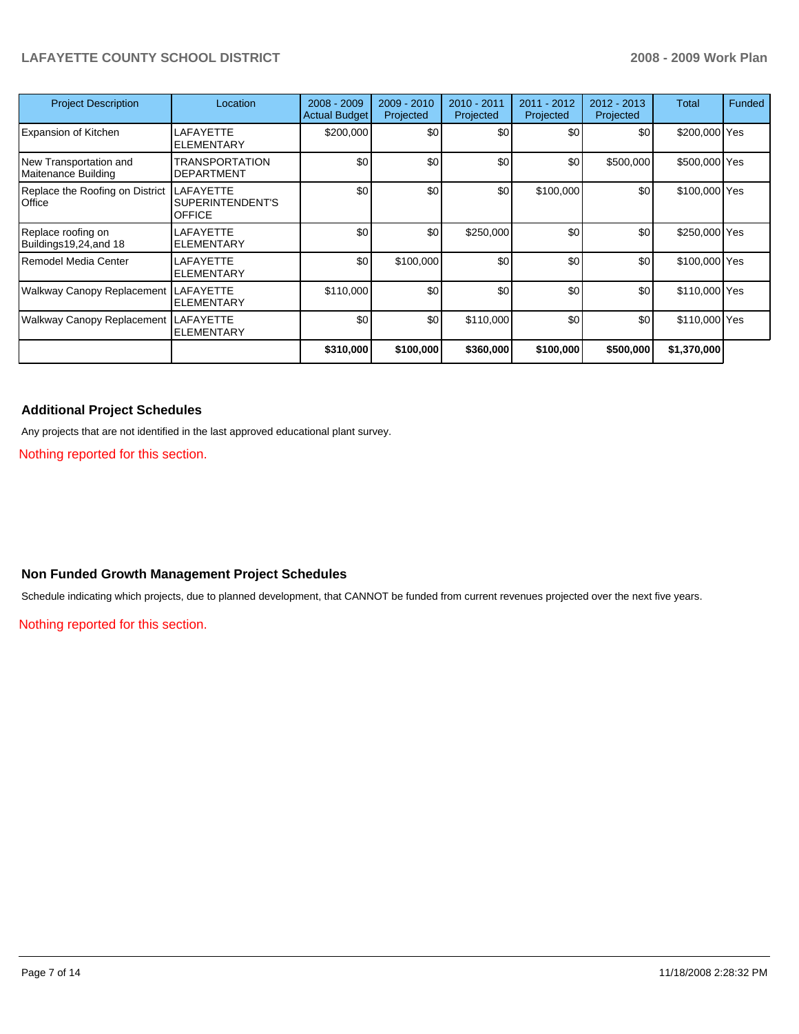| Project Description | Location | 2008 - 2009 Actual Budget | 2009 - 2010 Projected | 2010 - 2011 Projected | 2011 - 2012 Projected | 2012 - 2013 Projected | Total | Funded |
|---|---|---|---|---|---|---|---|---|
| Expansion of Kitchen | LAFAYETTE ELEMENTARY | $200,000 | $0 | $0 | $0 | $0 | $200,000 | Yes |
| New Transportation and Maitenance Building | TRANSPORTATION DEPARTMENT | $0 | $0 | $0 | $0 | $500,000 | $500,000 | Yes |
| Replace the Roofing on District Office | LAFAYETTE SUPERINTENDENT'S OFFICE | $0 | $0 | $0 | $100,000 | $0 | $100,000 | Yes |
| Replace roofing on Buildings19,24,and 18 | LAFAYETTE ELEMENTARY | $0 | $0 | $250,000 | $0 | $0 | $250,000 | Yes |
| Remodel Media Center | LAFAYETTE ELEMENTARY | $0 | $100,000 | $0 | $0 | $0 | $100,000 | Yes |
| Walkway Canopy Replacement | LAFAYETTE ELEMENTARY | $110,000 | $0 | $0 | $0 | $0 | $110,000 | Yes |
| Walkway Canopy Replacement | LAFAYETTE ELEMENTARY | $0 | $0 | $110,000 | $0 | $0 | $110,000 | Yes |
| | | **$310,000** | **$100,000** | **$360,000** | **$100,000** | **$500,000** | **$1,370,000** | |

### Additional Project Schedules

Any projects that are not identified in the last approved educational plant survey.

Nothing reported for this section.

### Non Funded Growth Management Project Schedules

Schedule indicating which projects, due to planned development, that CANNOT be funded from current revenues projected over the next five years.

Nothing reported for this section.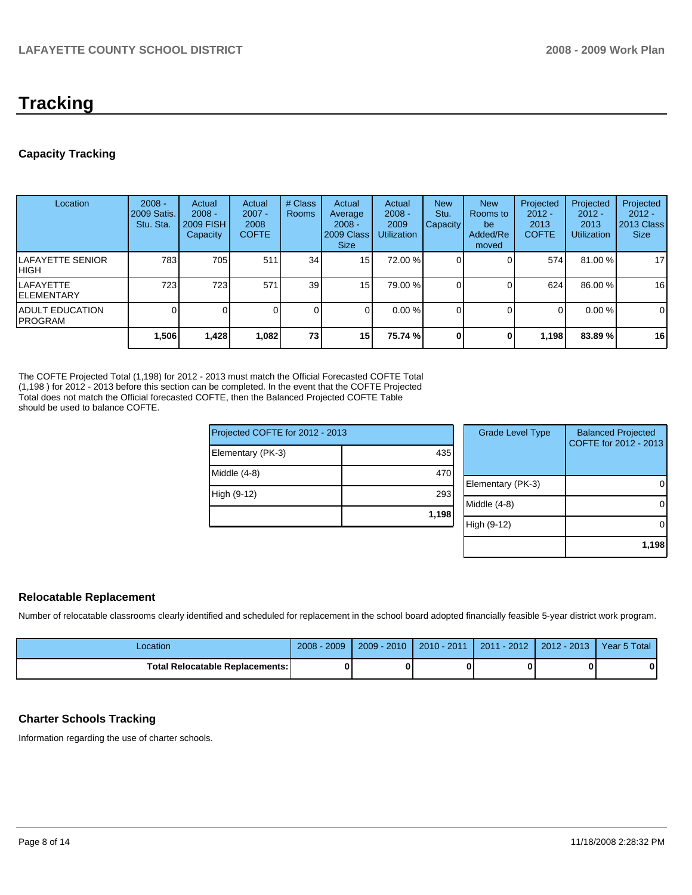# Tracking

## Capacity Tracking

| Location | 2008 - 2009 Satis. Stu. Sta. | Actual 2008 - 2009 FISH Capacity | Actual 2007 - 2008 COFTE | # Class Rooms | Actual Average 2008 - 2009 Class Size | Actual 2008 - 2009 Utilization | New Stu. Capacity | New Rooms to be Added/Removed | Projected 2012 - 2013 COFTE | Projected 2012 - 2013 Utilization | Projected 2012 - 2013 Class Size |
|---|---|---|---|---|---|---|---|---|---|---|---|
| LAFAYETTE SENIOR HIGH | 783 | 705 | 511 | 34 | 15 | 72.00 % | 0 | 0 | 574 | 81.00 % | 17 |
| LAFAYETTE ELEMENTARY | 723 | 723 | 571 | 39 | 15 | 79.00 % | 0 | 0 | 624 | 86.00 % | 16 |
| ADULT EDUCATION PROGRAM | 0 | 0 | 0 | 0 | 0 | 0.00 % | 0 | 0 | 0 | 0.00 % | 0 |
| | **1,506** | **1,428** | **1,082** | **73** | **15** | **75.74 %** | **0** | **0** | **1,198** | **83.89 %** | **16** |

The COFTE Projected Total (1,198) for 2012 - 2013 must match the Official Forecasted COFTE Total (1,198 ) for 2012 - 2013 before this section can be completed. In the event that the COFTE Projected Total does not match the Official forecasted COFTE, then the Balanced Projected COFTE Table should be used to balance COFTE.

| Projected COFTE for 2012 - 2013 | |
|---|---|
| Elementary (PK-3) | 435 |
| Middle (4-8) | 470 |
| High (9-12) | 293 |
| | **1,198** |

| Grade Level Type | Balanced Projected COFTE for 2012 - 2013 |
|---|---|
| Elementary (PK-3) | 0 |
| Middle (4-8) | 0 |
| High (9-12) | 0 |
| | **1,198** |

## Relocatable Replacement

Number of relocatable classrooms clearly identified and scheduled for replacement in the school board adopted financially feasible 5-year district work program.

| Location | 2008 - 2009 | 2009 - 2010 | 2010 - 2011 | 2011 - 2012 | 2012 - 2013 | Year 5 Total |
|---|---|---|---|---|---|---|
| **Total Relocatable Replacements:** | **0** | **0** | **0** | **0** | **0** | **0** |

## Charter Schools Tracking

Information regarding the use of charter schools.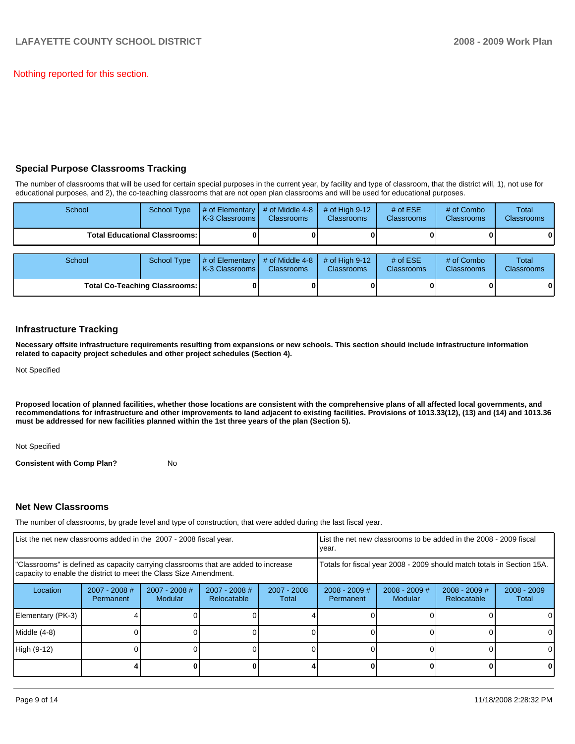Nothing reported for this section.

## Special Purpose Classrooms Tracking

The number of classrooms that will be used for certain special purposes in the current year, by facility and type of classroom, that the district will, 1), not use for educational purposes, and 2), the co-teaching classrooms that are not open plan classrooms and will be used for educational purposes.

| School | School Type | # of Elementary K-3 Classrooms | # of Middle 4-8 Classrooms | # of High 9-12 Classrooms | # of ESE Classrooms | # of Combo Classrooms | Total Classrooms |
|---|---|---|---|---|---|---|---|
| **Total Educational Classrooms:** | | **0** | **0** | **0** | **0** | **0** | **0** |

| School | School Type | # of Elementary K-3 Classrooms | # of Middle 4-8 Classrooms | # of High 9-12 Classrooms | # of ESE Classrooms | # of Combo Classrooms | Total Classrooms |
|---|---|---|---|---|---|---|---|
| **Total Co-Teaching Classrooms:** | | **0** | **0** | **0** | **0** | **0** | **0** |

## Infrastructure Tracking

**Necessary offsite infrastructure requirements resulting from expansions or new schools. This section should include infrastructure information related to capacity project schedules and other project schedules (Section 4).**

Not Specified

**Proposed location of planned facilities, whether those locations are consistent with the comprehensive plans of all affected local governments, and recommendations for infrastructure and other improvements to land adjacent to existing facilities. Provisions of 1013.33(12), (13) and (14) and 1013.36 must be addressed for new facilities planned within the 1st three years of the plan (Section 5).**

Not Specified

**Consistent with Comp Plan?** No

## Net New Classrooms

The number of classrooms, by grade level and type of construction, that were added during the last fiscal year.

| List the net new classrooms added in the 2007 - 2008 fiscal year. | | | | | List the net new classrooms to be added in the 2008 - 2009 fiscal year. | | | |
|---|---|---|---|---|---|---|---|---|
| "Classrooms" is defined as capacity carrying classrooms that are added to increase capacity to enable the district to meet the Class Size Amendment. | | | | | Totals for fiscal year 2008 - 2009 should match totals in Section 15A. | | | |
| Location | 2007 - 2008 # Permanent | 2007 - 2008 # Modular | 2007 - 2008 # Relocatable | 2007 - 2008 Total | 2008 - 2009 # Permanent | 2008 - 2009 # Modular | 2008 - 2009 # Relocatable | 2008 - 2009 Total |
| Elementary (PK-3) | 4 | 0 | 0 | 4 | 0 | 0 | 0 | 0 |
| Middle (4-8) | 0 | 0 | 0 | 0 | 0 | 0 | 0 | 0 |
| High (9-12) | 0 | 0 | 0 | 0 | 0 | 0 | 0 | 0 |
| | **4** | **0** | **0** | **4** | **0** | **0** | **0** | **0** |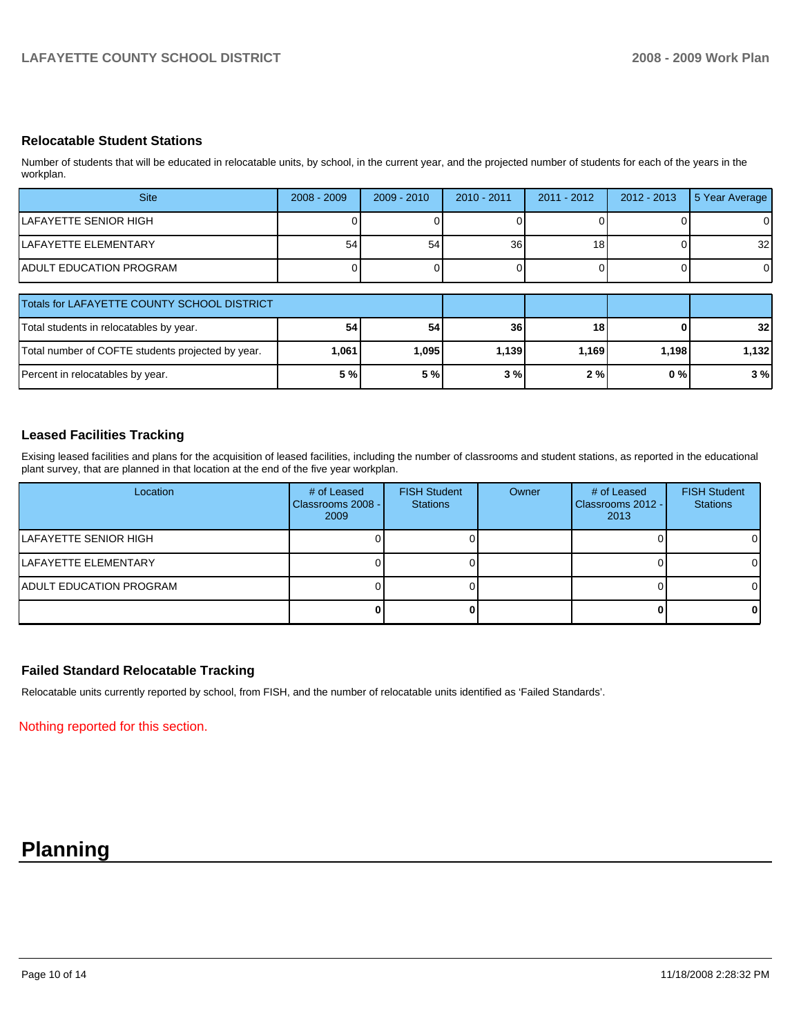## Relocatable Student Stations

Number of students that will be educated in relocatable units, by school, in the current year, and the projected number of students for each of the years in the workplan.

| Site | 2008 - 2009 | 2009 - 2010 | 2010 - 2011 | 2011 - 2012 | 2012 - 2013 | 5 Year Average |
|---|---|---|---|---|---|---|
| LAFAYETTE SENIOR HIGH | 0 | 0 | 0 | 0 | 0 | 0 |
| LAFAYETTE ELEMENTARY | 54 | 54 | 36 | 18 | 0 | 32 |
| ADULT EDUCATION PROGRAM | 0 | 0 | 0 | 0 | 0 | 0 |

| Totals for LAFAYETTE COUNTY SCHOOL DISTRICT | | | | | | |
|---|---|---|---|---|---|---|
| Total students in relocatables by year. | **54** | **54** | **36** | **18** | **0** | **32** |
| Total number of COFTE students projected by year. | **1,061** | **1,095** | **1,139** | **1,169** | **1,198** | **1,132** |
| Percent in relocatables by year. | **5 %** | **5 %** | **3 %** | **2 %** | **0 %** | **3 %** |

## Leased Facilities Tracking

Exising leased facilities and plans for the acquisition of leased facilities, including the number of classrooms and student stations, as reported in the educational plant survey, that are planned in that location at the end of the five year workplan.

| Location | # of Leased Classrooms 2008 - 2009 | FISH Student Stations | Owner | # of Leased Classrooms 2012 - 2013 | FISH Student Stations |
|---|---|---|---|---|---|
| LAFAYETTE SENIOR HIGH | 0 | 0 | | 0 | 0 |
| LAFAYETTE ELEMENTARY | 0 | 0 | | 0 | 0 |
| ADULT EDUCATION PROGRAM | 0 | 0 | | 0 | 0 |
| | **0** | **0** | | **0** | **0** |

## Failed Standard Relocatable Tracking

Relocatable units currently reported by school, from FISH, and the number of relocatable units identified as 'Failed Standards'.

Nothing reported for this section.

# Planning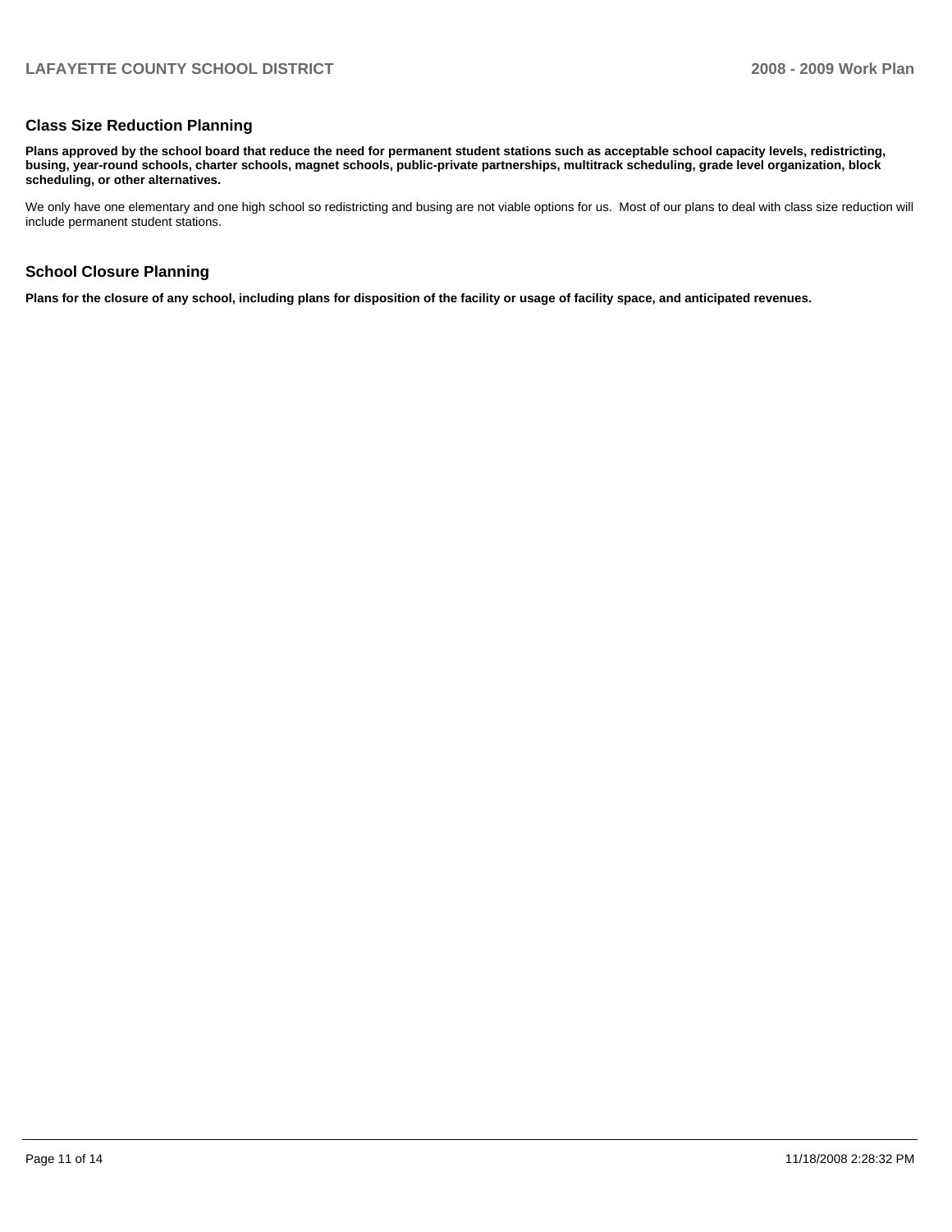## Class Size Reduction Planning

**Plans approved by the school board that reduce the need for permanent student stations such as acceptable school capacity levels, redistricting, busing, year-round schools, charter schools, magnet schools, public-private partnerships, multitrack scheduling, grade level organization, block scheduling, or other alternatives.**

We only have one elementary and one high school so redistricting and busing are not viable options for us. Most of our plans to deal with class size reduction will include permanent student stations.

## School Closure Planning

**Plans for the closure of any school, including plans for disposition of the facility or usage of facility space, and anticipated revenues.**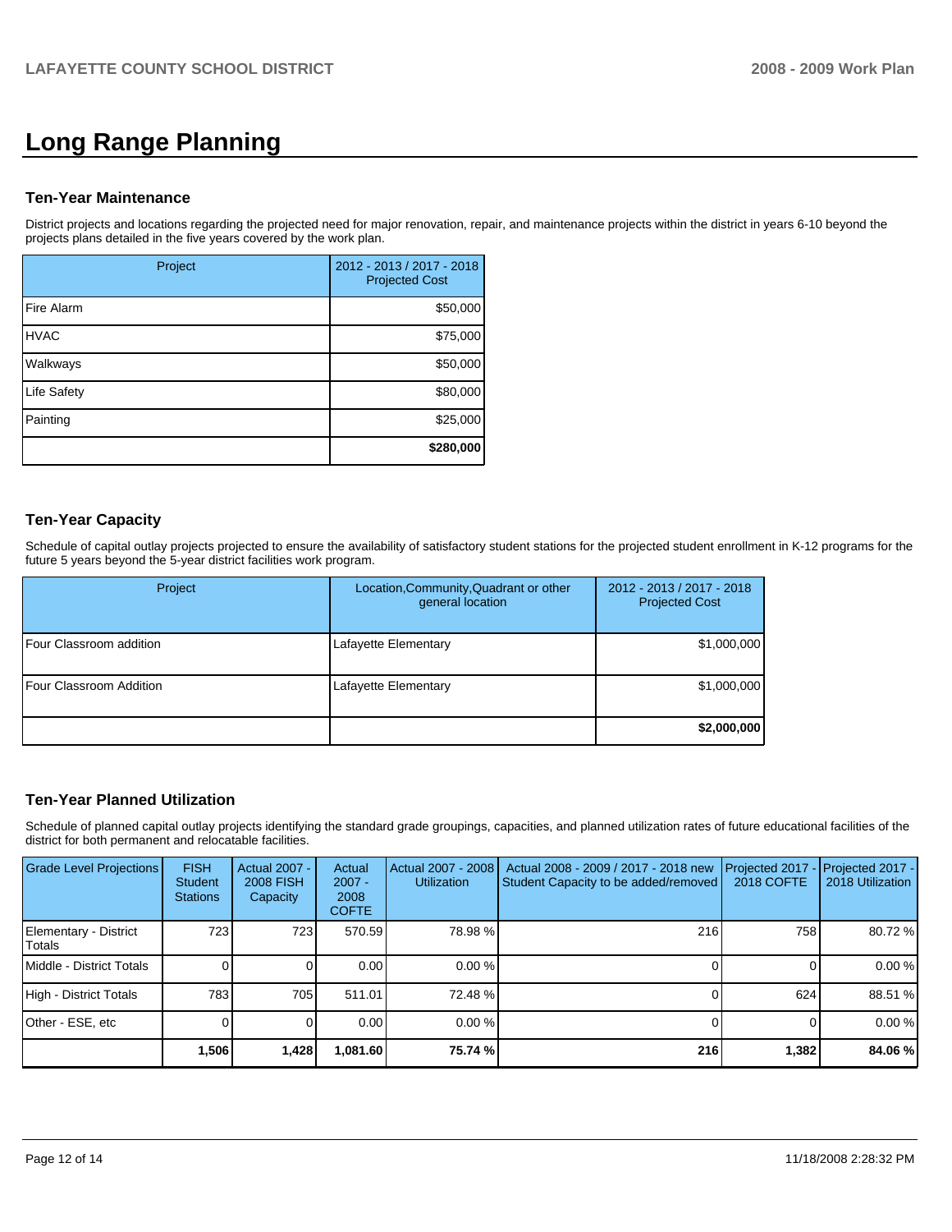# Long Range Planning

### Ten-Year Maintenance

District projects and locations regarding the projected need for major renovation, repair, and maintenance projects within the district in years 6-10 beyond the projects plans detailed in the five years covered by the work plan.

| Project | 2012 - 2013 / 2017 - 2018 Projected Cost |
|---|---|
| Fire Alarm | $50,000 |
| HVAC | $75,000 |
| Walkways | $50,000 |
| Life Safety | $80,000 |
| Painting | $25,000 |
| | **$280,000** |

### Ten-Year Capacity

Schedule of capital outlay projects projected to ensure the availability of satisfactory student stations for the projected student enrollment in K-12 programs for the future 5 years beyond the 5-year district facilities work program.

| Project | Location,Community,Quadrant or other general location | 2012 - 2013 / 2017 - 2018 Projected Cost |
|---|---|---|
| Four Classroom addition | Lafayette Elementary | $1,000,000 |
| Four Classroom Addition | Lafayette Elementary | $1,000,000 |
| | | **$2,000,000** |

### Ten-Year Planned Utilization

Schedule of planned capital outlay projects identifying the standard grade groupings, capacities, and planned utilization rates of future educational facilities of the district for both permanent and relocatable facilities.

| Grade Level Projections | FISH Student Stations | Actual 2007 - 2008 FISH Capacity | Actual 2007 - 2008 COFTE | Actual 2007 - 2008 Utilization | Actual 2008 - 2009 / 2017 - 2018 new Student Capacity to be added/removed | Projected 2017 - 2018 COFTE | Projected 2017 - 2018 Utilization |
|---|---|---|---|---|---|---|---|
| Elementary - District Totals | 723 | 723 | 570.59 | 78.98 % | 216 | 758 | 80.72 % |
| Middle - District Totals | 0 | 0 | 0.00 | 0.00 % | 0 | 0 | 0.00 % |
| High - District Totals | 783 | 705 | 511.01 | 72.48 % | 0 | 624 | 88.51 % |
| Other - ESE, etc | 0 | 0 | 0.00 | 0.00 % | 0 | 0 | 0.00 % |
| | **1,506** | **1,428** | **1,081.60** | **75.74 %** | **216** | **1,382** | **84.06 %** |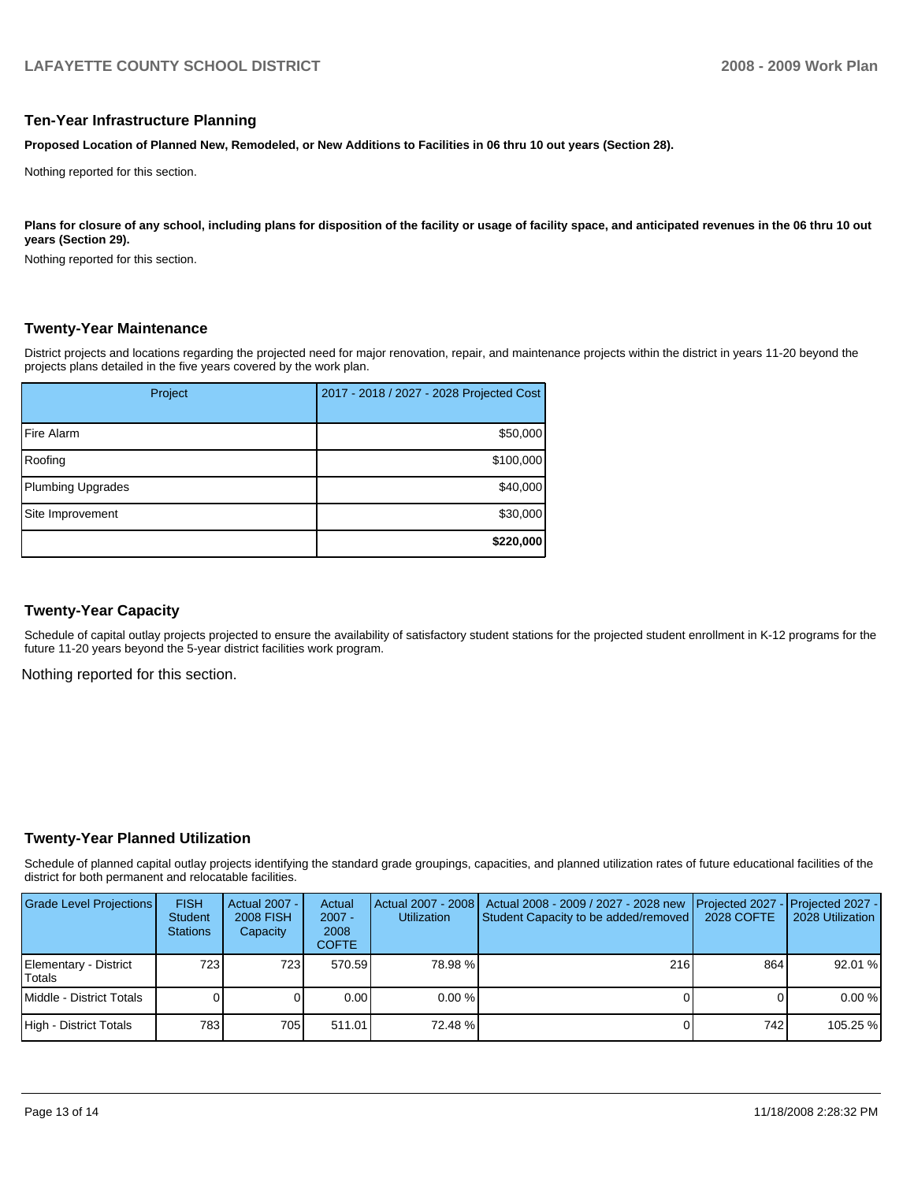## Ten-Year Infrastructure Planning

**Proposed Location of Planned New, Remodeled, or New Additions to Facilities in 06 thru 10 out years (Section 28).**

Nothing reported for this section.

**Plans for closure of any school, including plans for disposition of the facility or usage of facility space, and anticipated revenues in the 06 thru 10 out years (Section 29).**

Nothing reported for this section.

## Twenty-Year Maintenance

District projects and locations regarding the projected need for major renovation, repair, and maintenance projects within the district in years 11-20 beyond the projects plans detailed in the five years covered by the work plan.

| Project | 2017 - 2018 / 2027 - 2028 Projected Cost |
|---|---|
| Fire Alarm | $50,000 |
| Roofing | $100,000 |
| Plumbing Upgrades | $40,000 |
| Site Improvement | $30,000 |
| | **$220,000** |

## Twenty-Year Capacity

Schedule of capital outlay projects projected to ensure the availability of satisfactory student stations for the projected student enrollment in K-12 programs for the future 11-20 years beyond the 5-year district facilities work program.

Nothing reported for this section.

## Twenty-Year Planned Utilization

Schedule of planned capital outlay projects identifying the standard grade groupings, capacities, and planned utilization rates of future educational facilities of the district for both permanent and relocatable facilities.

| Grade Level Projections | FISH Student Stations | Actual 2007 - 2008 FISH Capacity | Actual 2007 - 2008 COFTE | Actual 2007 - 2008 Utilization | Actual 2008 - 2009 / 2027 - 2028 new Student Capacity to be added/removed | Projected 2027 - 2028 COFTE | Projected 2027 - 2028 Utilization |
|---|---|---|---|---|---|---|---|
| Elementary - District Totals | 723 | 723 | 570.59 | 78.98 % | 216 | 864 | 92.01 % |
| Middle - District Totals | 0 | 0 | 0.00 | 0.00 % | 0 | 0 | 0.00 % |
| High - District Totals | 783 | 705 | 511.01 | 72.48 % | 0 | 742 | 105.25 % |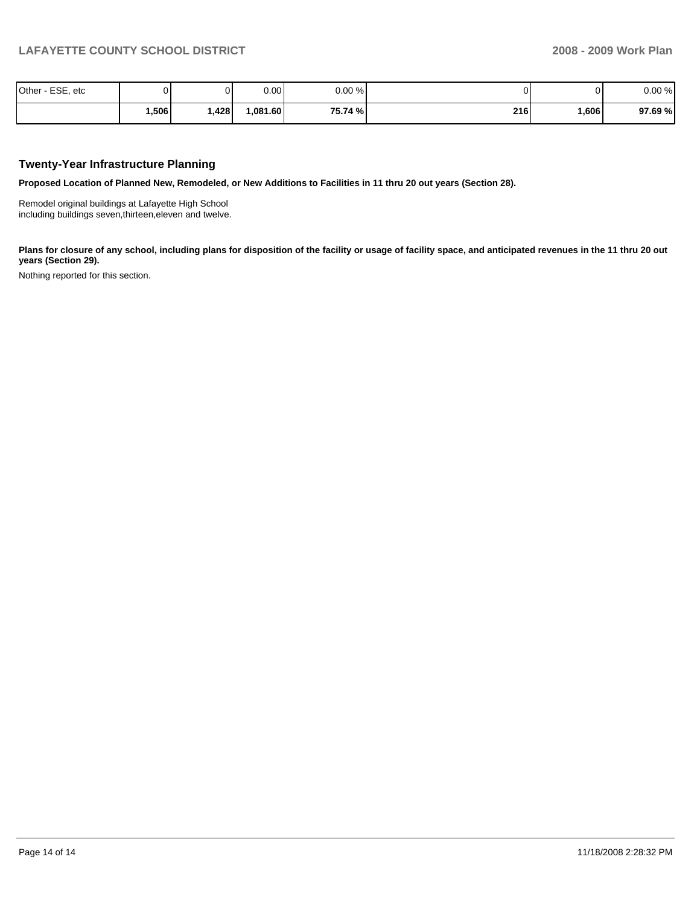| | | | | | | | |
|---|---|---|---|---|---|---|---|
| Other - ESE, etc | 0 | 0 | 0.00 | 0.00 % | 0 | 0 | 0.00 % |
| | **1,506** | **1,428** | **1,081.60** | **75.74 %** | **216** | **1,606** | **97.69 %** |

## Twenty-Year Infrastructure Planning

**Proposed Location of Planned New, Remodeled, or New Additions to Facilities in 11 thru 20 out years (Section 28).**

Remodel original buildings at Lafayette High School
including buildings seven,thirteen,eleven and twelve.

**Plans for closure of any school, including plans for disposition of the facility or usage of facility space, and anticipated revenues in the 11 thru 20 out years (Section 29).**

Nothing reported for this section.